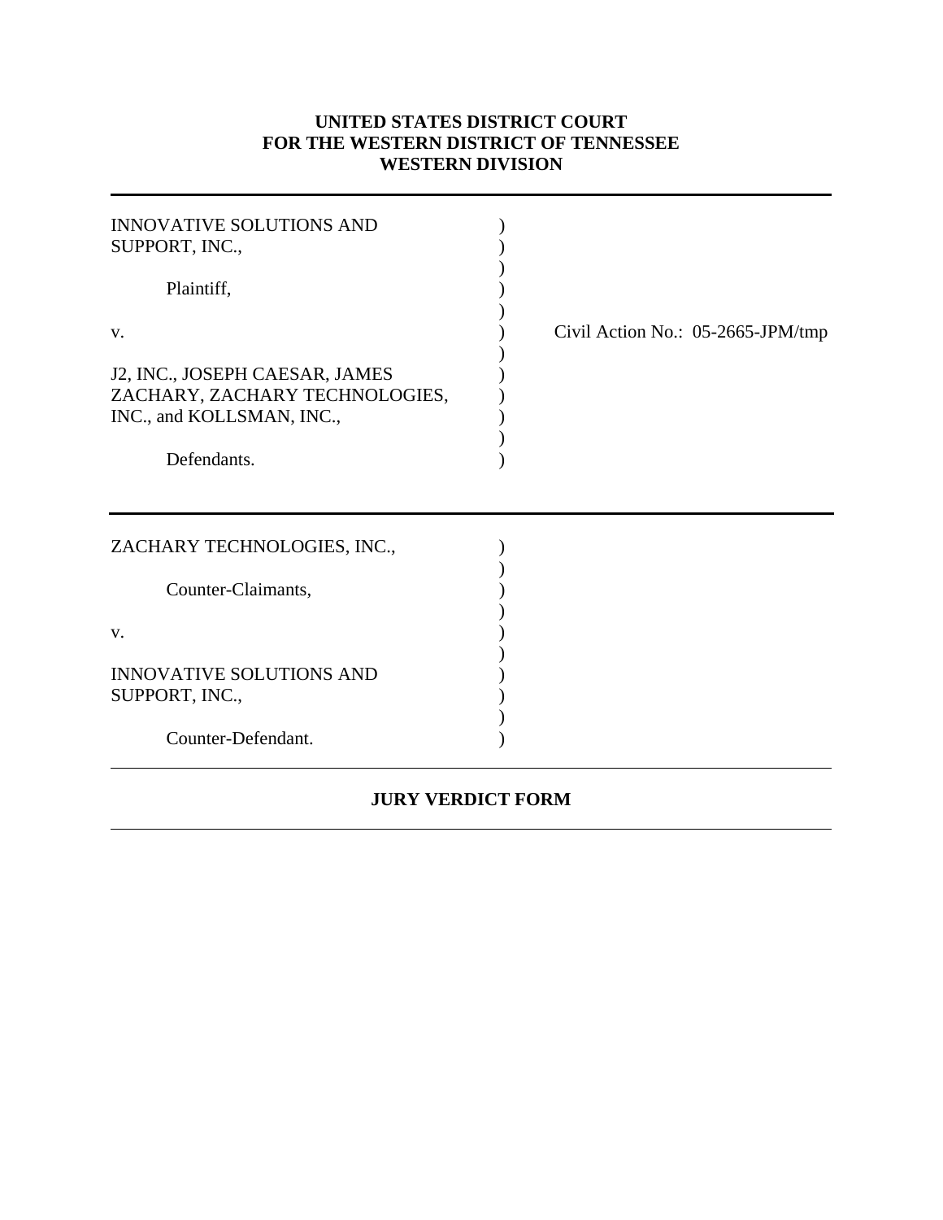# UNITED STATES DISTRICT COURT
# FOR THE WESTERN DISTRICT OF TENNESSEE
# WESTERN DIVISION

---

INNOVATIVE SOLUTIONS AND SUPPORT, INC.,

Plaintiff,

v.

J2, INC., JOSEPH CAESAR, JAMES ZACHARY, ZACHARY TECHNOLOGIES, INC., and KOLLSMAN, INC.,

Defendants.

Civil Action No.: 05-2665-JPM/tmp

---

ZACHARY TECHNOLOGIES, INC.,

Counter-Claimants,

v.

INNOVATIVE SOLUTIONS AND SUPPORT, INC.,

Counter-Defendant.

---

## JURY VERDICT FORM

---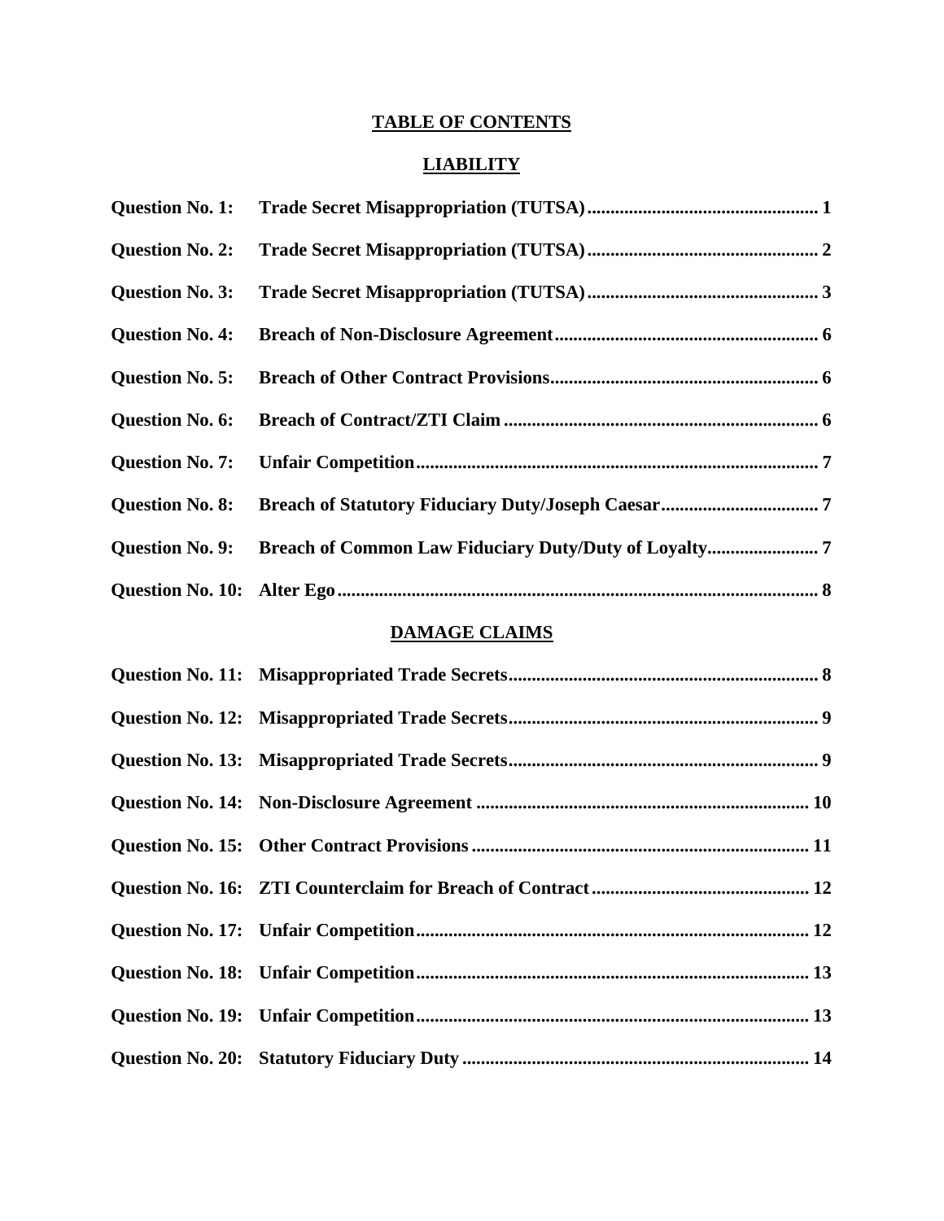# TABLE OF CONTENTS

## LIABILITY

| | | |
|---|---|---|
| **Question No. 1:** | **Trade Secret Misappropriation (TUTSA)** | **1** |
| **Question No. 2:** | **Trade Secret Misappropriation (TUTSA)** | **2** |
| **Question No. 3:** | **Trade Secret Misappropriation (TUTSA)** | **3** |
| **Question No. 4:** | **Breach of Non-Disclosure Agreement** | **6** |
| **Question No. 5:** | **Breach of Other Contract Provisions** | **6** |
| **Question No. 6:** | **Breach of Contract/ZTI Claim** | **6** |
| **Question No. 7:** | **Unfair Competition** | **7** |
| **Question No. 8:** | **Breach of Statutory Fiduciary Duty/Joseph Caesar** | **7** |
| **Question No. 9:** | **Breach of Common Law Fiduciary Duty/Duty of Loyalty** | **7** |
| **Question No. 10:** | **Alter Ego** | **8** |

## DAMAGE CLAIMS

| | | |
|---|---|---|
| **Question No. 11:** | **Misappropriated Trade Secrets** | **8** |
| **Question No. 12:** | **Misappropriated Trade Secrets** | **9** |
| **Question No. 13:** | **Misappropriated Trade Secrets** | **9** |
| **Question No. 14:** | **Non-Disclosure Agreement** | **10** |
| **Question No. 15:** | **Other Contract Provisions** | **11** |
| **Question No. 16:** | **ZTI Counterclaim for Breach of Contract** | **12** |
| **Question No. 17:** | **Unfair Competition** | **12** |
| **Question No. 18:** | **Unfair Competition** | **13** |
| **Question No. 19:** | **Unfair Competition** | **13** |
| **Question No. 20:** | **Statutory Fiduciary Duty** | **14** |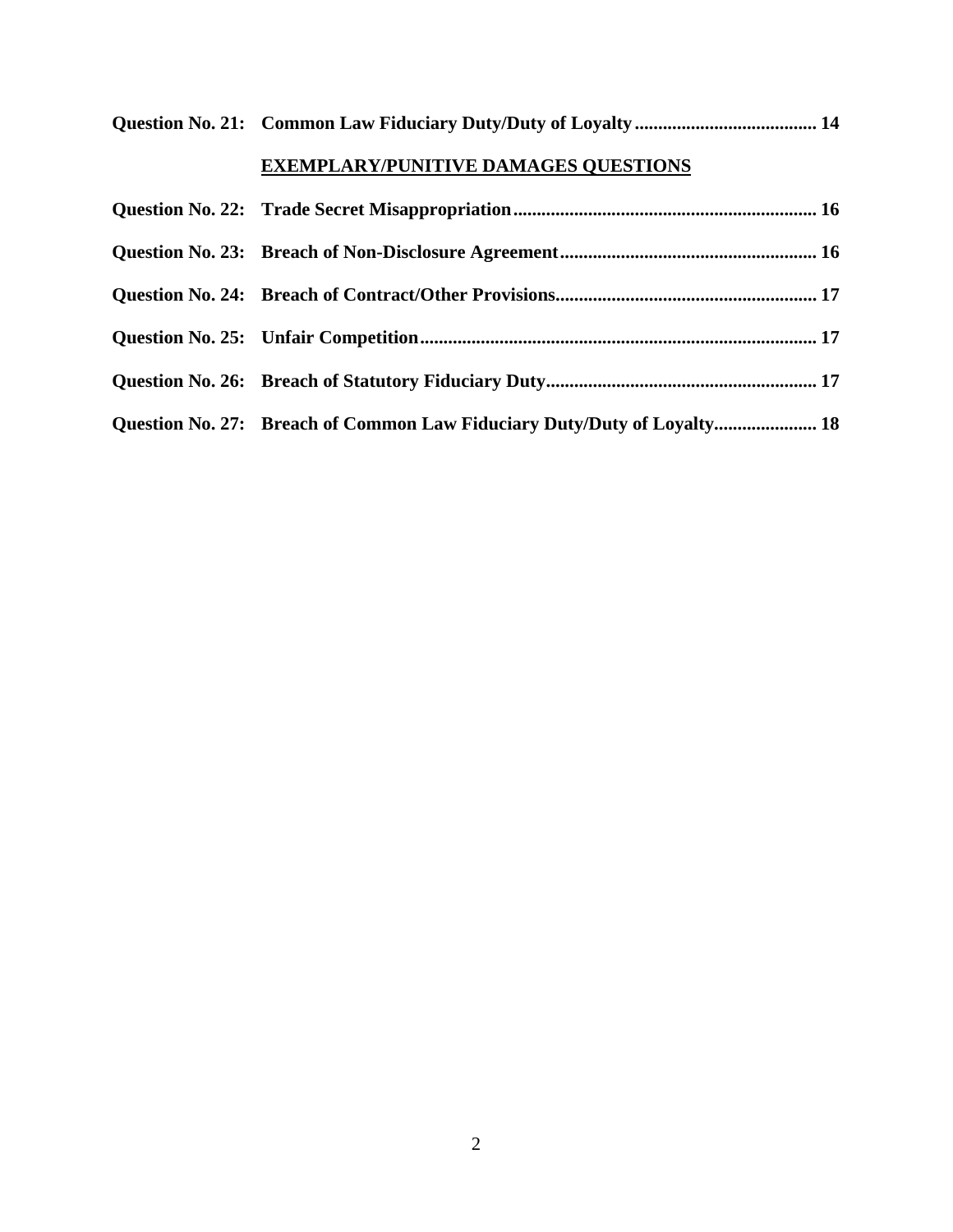**Question No. 21: Common Law Fiduciary Duty/Duty of Loyalty....................................... 14**

**EXEMPLARY/PUNITIVE DAMAGES QUESTIONS**

**Question No. 22: Trade Secret Misappropriation................................................................ 16**

**Question No. 23: Breach of Non-Disclosure Agreement...................................................... 16**

**Question No. 24: Breach of Contract/Other Provisions....................................................... 17**

**Question No. 25: Unfair Competition.................................................................................... 17**

**Question No. 26: Breach of Statutory Fiduciary Duty......................................................... 17**

**Question No. 27: Breach of Common Law Fiduciary Duty/Duty of Loyalty..................... 18**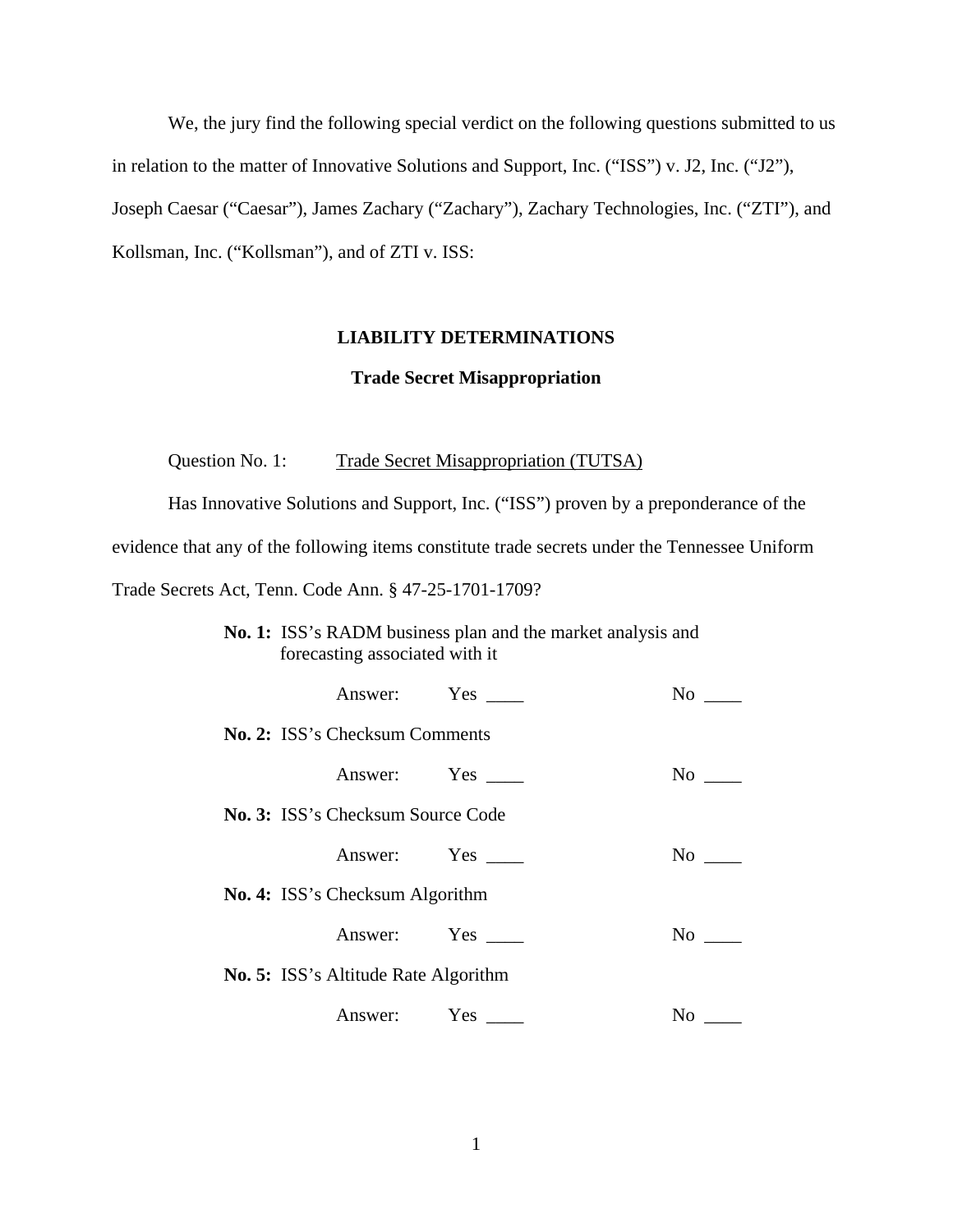We, the jury find the following special verdict on the following questions submitted to us in relation to the matter of Innovative Solutions and Support, Inc. ("ISS") v. J2, Inc. ("J2"), Joseph Caesar ("Caesar"), James Zachary ("Zachary"), Zachary Technologies, Inc. ("ZTI"), and Kollsman, Inc. ("Kollsman"), and of ZTI v. ISS:

## LIABILITY DETERMINATIONS

### Trade Secret Misappropriation

Question No. 1: Trade Secret Misappropriation (TUTSA)

Has Innovative Solutions and Support, Inc. ("ISS") proven by a preponderance of the evidence that any of the following items constitute trade secrets under the Tennessee Uniform Trade Secrets Act, Tenn. Code Ann. § 47-25-1701-1709?

**No. 1:** ISS's RADM business plan and the market analysis and forecasting associated with it

Answer: Yes ____ No ____

**No. 2:** ISS's Checksum Comments

Answer: Yes ____ No ____

**No. 3:** ISS's Checksum Source Code

Answer: Yes ____ No ____

**No. 4:** ISS's Checksum Algorithm

Answer: Yes ____ No ____

**No. 5:** ISS's Altitude Rate Algorithm

Answer: Yes ____ No ____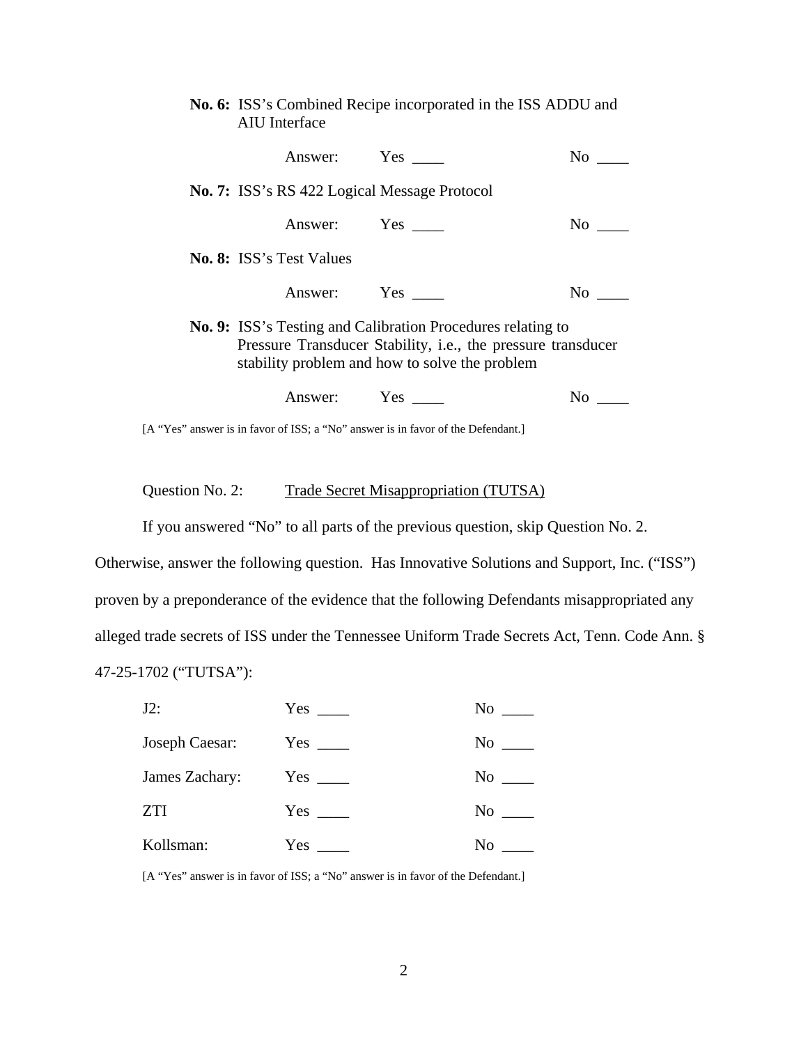**No. 6:** ISS's Combined Recipe incorporated in the ISS ADDU and AIU Interface

Answer: Yes ____ No ____

**No. 7:** ISS's RS 422 Logical Message Protocol

Answer: Yes ____ No ____

**No. 8:** ISS's Test Values

Answer: Yes ____ No ____

**No. 9:** ISS's Testing and Calibration Procedures relating to Pressure Transducer Stability, i.e., the pressure transducer stability problem and how to solve the problem

Answer: Yes ____ No ____

[A "Yes" answer is in favor of ISS; a "No" answer is in favor of the Defendant.]

Question No. 2: <u>Trade Secret Misappropriation (TUTSA)</u>

If you answered "No" to all parts of the previous question, skip Question No. 2. Otherwise, answer the following question. Has Innovative Solutions and Support, Inc. ("ISS") proven by a preponderance of the evidence that the following Defendants misappropriated any alleged trade secrets of ISS under the Tennessee Uniform Trade Secrets Act, Tenn. Code Ann. § 47-25-1702 ("TUTSA"):

| | | |
|---|---|---|
| J2: | Yes ____ | No ____ |
| Joseph Caesar: | Yes ____ | No ____ |
| James Zachary: | Yes ____ | No ____ |
| ZTI | Yes ____ | No ____ |
| Kollsman: | Yes ____ | No ____ |

[A "Yes" answer is in favor of ISS; a "No" answer is in favor of the Defendant.]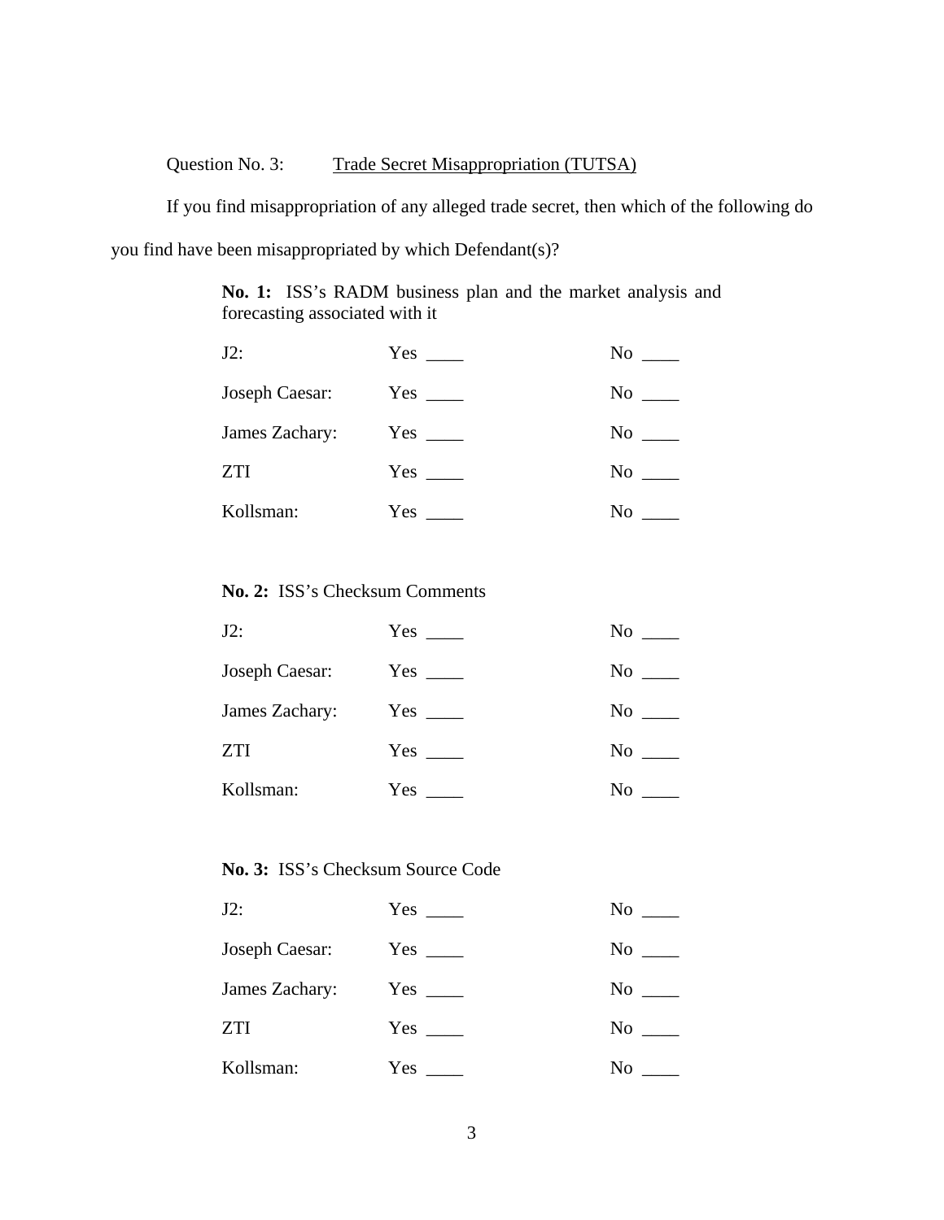Question No. 3: <u>Trade Secret Misappropriation (TUTSA)</u>

If you find misappropriation of any alleged trade secret, then which of the following do you find have been misappropriated by which Defendant(s)?

**No. 1:** ISS's RADM business plan and the market analysis and forecasting associated with it

| | | |
|---|---|---|
| J2: | Yes ____ | No ____ |
| Joseph Caesar: | Yes ____ | No ____ |
| James Zachary: | Yes ____ | No ____ |
| ZTI | Yes ____ | No ____ |
| Kollsman: | Yes ____ | No ____ |

**No. 2:** ISS's Checksum Comments

| | | |
|---|---|---|
| J2: | Yes ____ | No ____ |
| Joseph Caesar: | Yes ____ | No ____ |
| James Zachary: | Yes ____ | No ____ |
| ZTI | Yes ____ | No ____ |
| Kollsman: | Yes ____ | No ____ |

**No. 3:** ISS's Checksum Source Code

| | | |
|---|---|---|
| J2: | Yes ____ | No ____ |
| Joseph Caesar: | Yes ____ | No ____ |
| James Zachary: | Yes ____ | No ____ |
| ZTI | Yes ____ | No ____ |
| Kollsman: | Yes ____ | No ____ |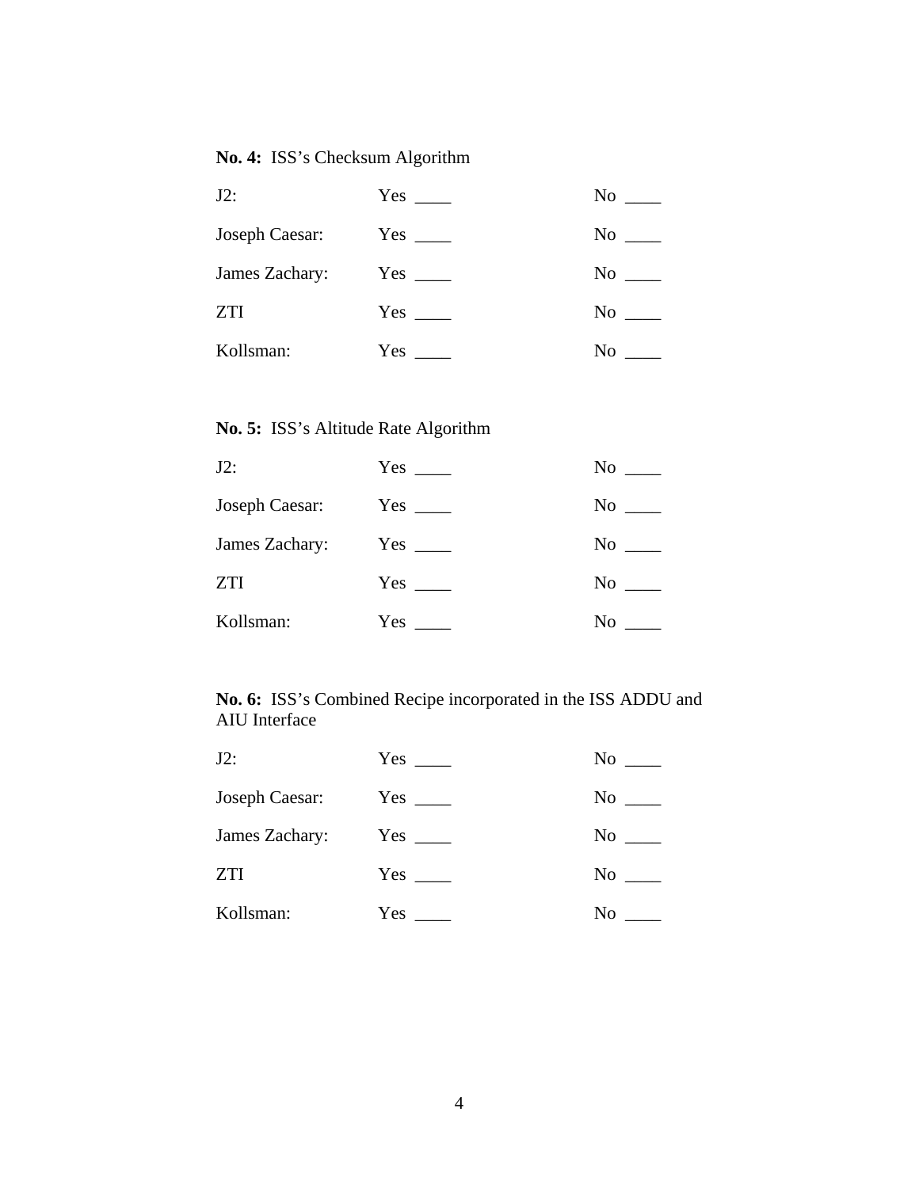**No. 4:** ISS's Checksum Algorithm

J2: Yes ____ No ____

Joseph Caesar: Yes ____ No ____

James Zachary: Yes ____ No ____

ZTI Yes ____ No ____

Kollsman: Yes ____ No ____

**No. 5:** ISS's Altitude Rate Algorithm

J2: Yes ____ No ____

Joseph Caesar: Yes ____ No ____

James Zachary: Yes ____ No ____

ZTI Yes ____ No ____

Kollsman: Yes ____ No ____

**No. 6:** ISS's Combined Recipe incorporated in the ISS ADDU and AIU Interface

J2: Yes ____ No ____

Joseph Caesar: Yes ____ No ____

James Zachary: Yes ____ No ____

ZTI Yes ____ No ____

Kollsman: Yes ____ No ____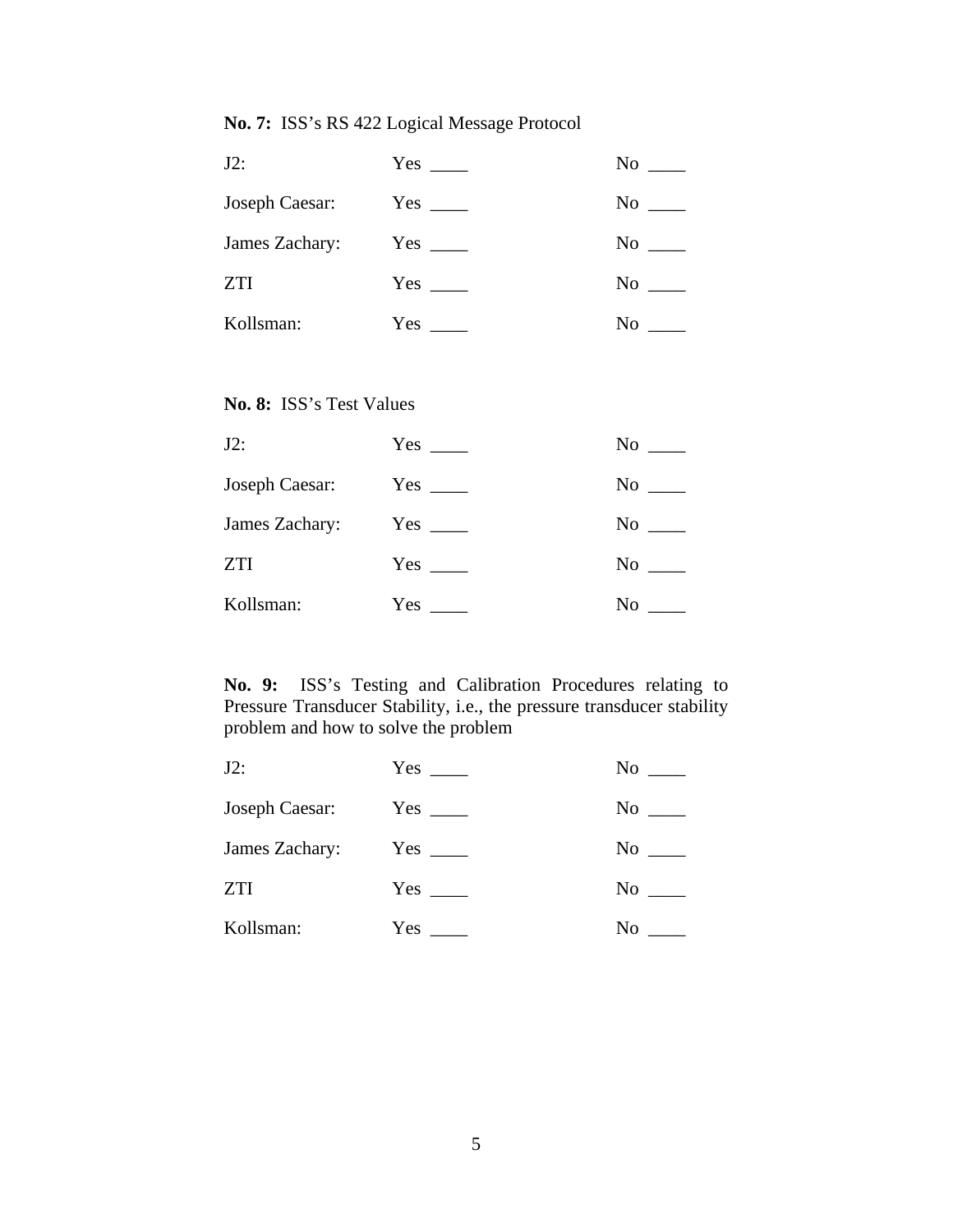**No. 7:** ISS's RS 422 Logical Message Protocol

| | | |
|---|---|---|
| J2: | Yes ____ | No ____ |
| Joseph Caesar: | Yes ____ | No ____ |
| James Zachary: | Yes ____ | No ____ |
| ZTI | Yes ____ | No ____ |
| Kollsman: | Yes ____ | No ____ |

**No. 8:** ISS's Test Values

| | | |
|---|---|---|
| J2: | Yes ____ | No ____ |
| Joseph Caesar: | Yes ____ | No ____ |
| James Zachary: | Yes ____ | No ____ |
| ZTI | Yes ____ | No ____ |
| Kollsman: | Yes ____ | No ____ |

**No. 9:** ISS's Testing and Calibration Procedures relating to Pressure Transducer Stability, i.e., the pressure transducer stability problem and how to solve the problem

| | | |
|---|---|---|
| J2: | Yes ____ | No ____ |
| Joseph Caesar: | Yes ____ | No ____ |
| James Zachary: | Yes ____ | No ____ |
| ZTI | Yes ____ | No ____ |
| Kollsman: | Yes ____ | No ____ |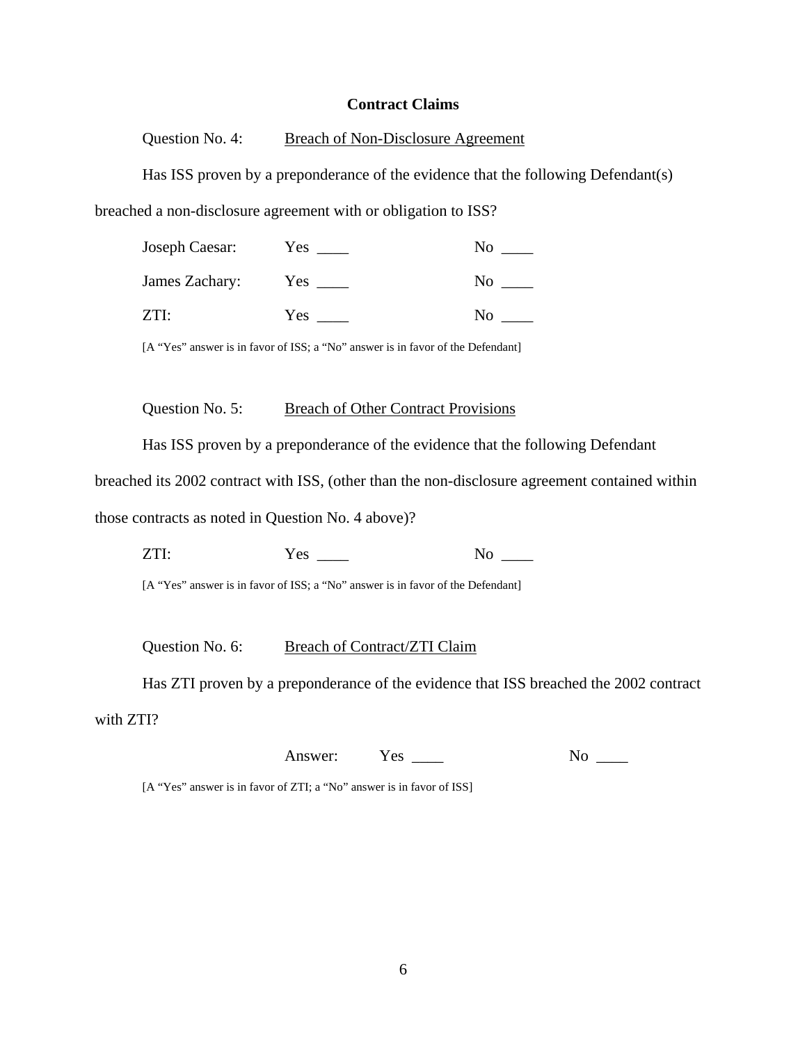## Contract Claims

Question No. 4: Breach of Non-Disclosure Agreement

Has ISS proven by a preponderance of the evidence that the following Defendant(s) breached a non-disclosure agreement with or obligation to ISS?

Joseph Caesar: Yes ____ No ____

James Zachary: Yes ____ No ____

ZTI: Yes ____ No ____

[A "Yes" answer is in favor of ISS; a "No" answer is in favor of the Defendant]

Question No. 5: Breach of Other Contract Provisions

Has ISS proven by a preponderance of the evidence that the following Defendant breached its 2002 contract with ISS, (other than the non-disclosure agreement contained within those contracts as noted in Question No. 4 above)?

ZTI: Yes ____ No ____

[A "Yes" answer is in favor of ISS; a "No" answer is in favor of the Defendant]

Question No. 6: Breach of Contract/ZTI Claim

Has ZTI proven by a preponderance of the evidence that ISS breached the 2002 contract with ZTI?

Answer: Yes ____ No ____

[A "Yes" answer is in favor of ZTI; a "No" answer is in favor of ISS]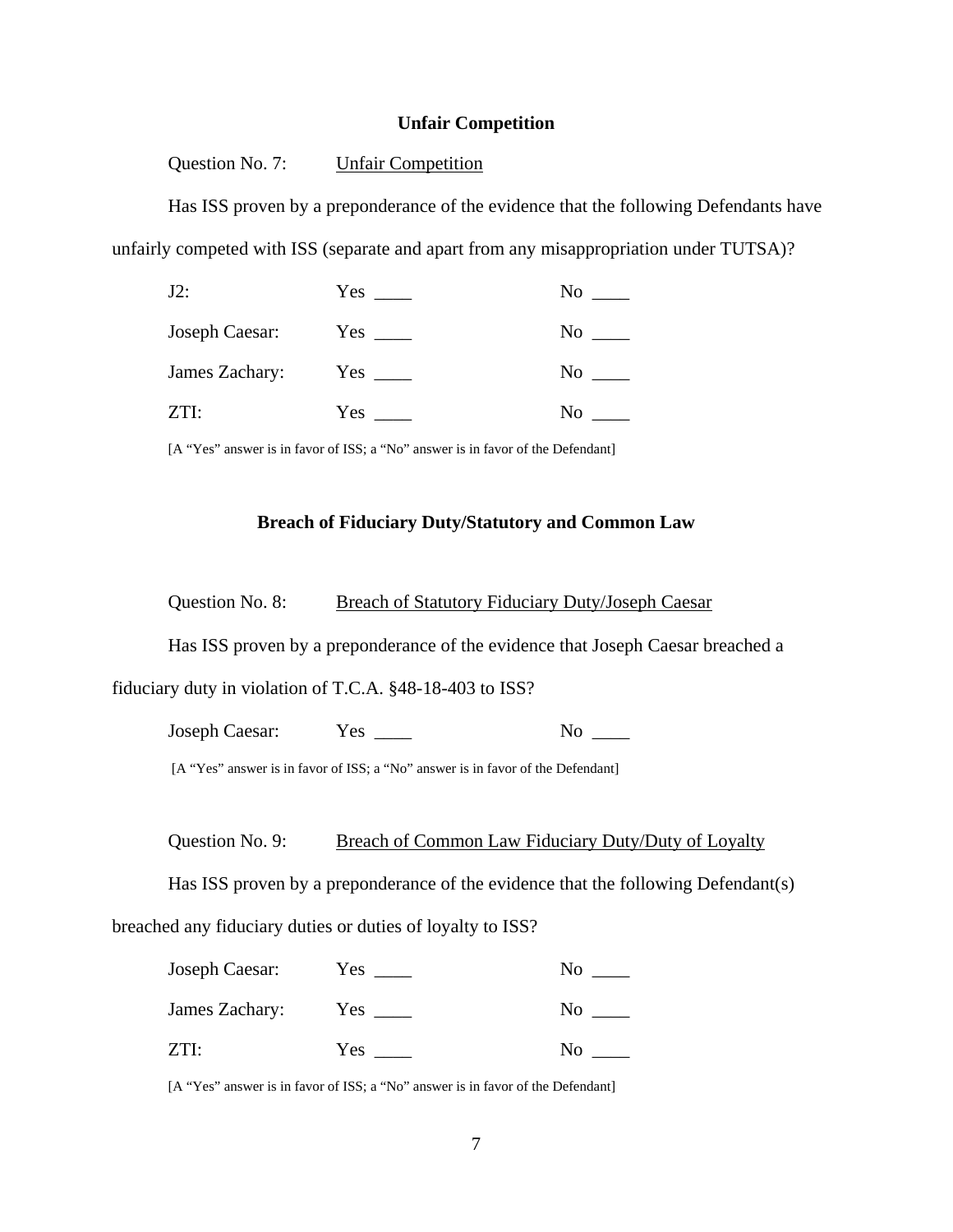## Unfair Competition

Question No. 7: <u>Unfair Competition</u>

Has ISS proven by a preponderance of the evidence that the following Defendants have unfairly competed with ISS (separate and apart from any misappropriation under TUTSA)?

J2: Yes ____ No ____

Joseph Caesar: Yes ____ No ____

James Zachary: Yes ____ No ____

ZTI: Yes ____ No ____

[A "Yes" answer is in favor of ISS; a "No" answer is in favor of the Defendant]

## Breach of Fiduciary Duty/Statutory and Common Law

Question No. 8: <u>Breach of Statutory Fiduciary Duty/Joseph Caesar</u>

Has ISS proven by a preponderance of the evidence that Joseph Caesar breached a fiduciary duty in violation of T.C.A. §48-18-403 to ISS?

Joseph Caesar: Yes ____ No ____

[A "Yes" answer is in favor of ISS; a "No" answer is in favor of the Defendant]

Question No. 9: <u>Breach of Common Law Fiduciary Duty/Duty of Loyalty</u>

Has ISS proven by a preponderance of the evidence that the following Defendant(s) breached any fiduciary duties or duties of loyalty to ISS?

Joseph Caesar: Yes ____ No ____

James Zachary: Yes ____ No ____

ZTI: Yes ____ No ____

[A "Yes" answer is in favor of ISS; a "No" answer is in favor of the Defendant]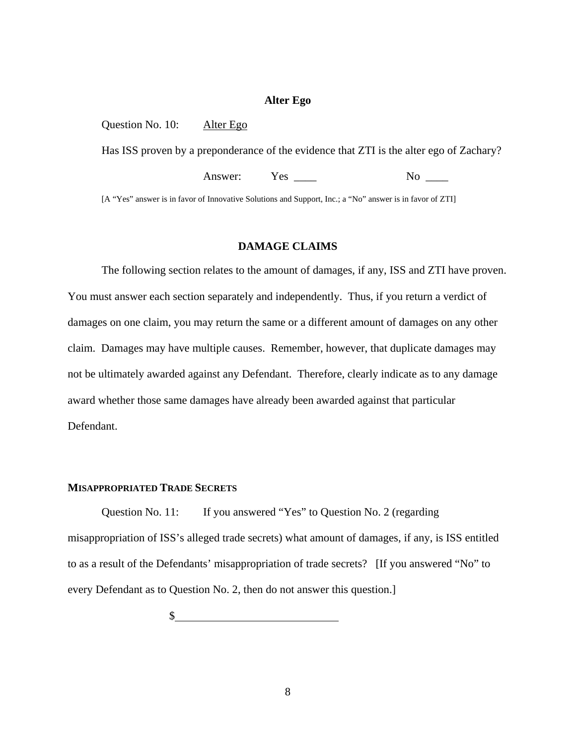## Alter Ego

Question No. 10: Alter Ego

Has ISS proven by a preponderance of the evidence that ZTI is the alter ego of Zachary?

Answer: Yes ____ No ____

[A "Yes" answer is in favor of Innovative Solutions and Support, Inc.; a "No" answer is in favor of ZTI]

## DAMAGE CLAIMS

The following section relates to the amount of damages, if any, ISS and ZTI have proven. You must answer each section separately and independently. Thus, if you return a verdict of damages on one claim, you may return the same or a different amount of damages on any other claim. Damages may have multiple causes. Remember, however, that duplicate damages may not be ultimately awarded against any Defendant. Therefore, clearly indicate as to any damage award whether those same damages have already been awarded against that particular Defendant.

### MISAPPROPRIATED TRADE SECRETS

Question No. 11: If you answered "Yes" to Question No. 2 (regarding misappropriation of ISS's alleged trade secrets) what amount of damages, if any, is ISS entitled to as a result of the Defendants' misappropriation of trade secrets? [If you answered "No" to every Defendant as to Question No. 2, then do not answer this question.]

$____________________________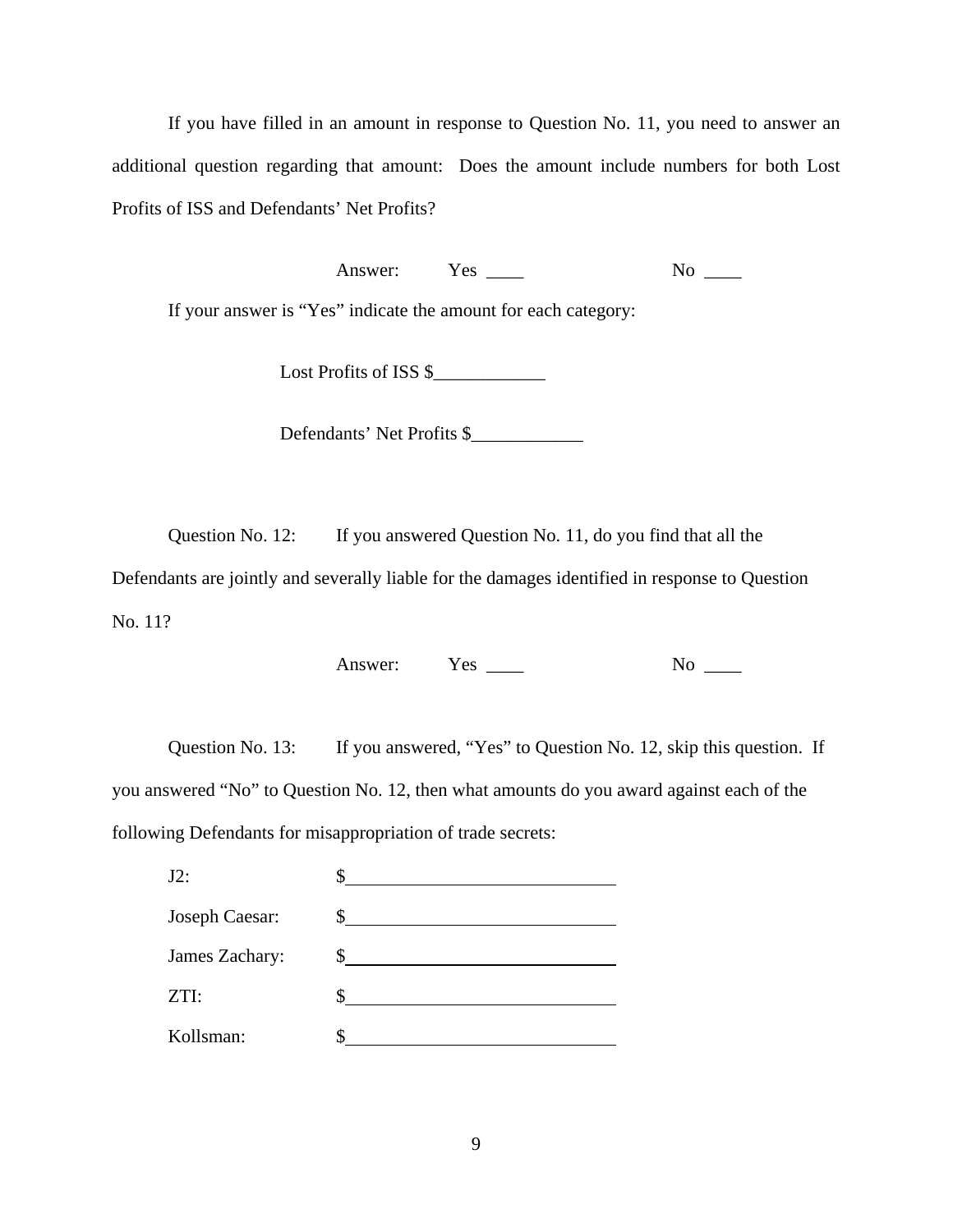If you have filled in an amount in response to Question No. 11, you need to answer an additional question regarding that amount: Does the amount include numbers for both Lost Profits of ISS and Defendants' Net Profits?

Answer: Yes ____ No ____

If your answer is "Yes" indicate the amount for each category:

Lost Profits of ISS $____________

Defendants' Net Profits $____________

Question No. 12: If you answered Question No. 11, do you find that all the Defendants are jointly and severally liable for the damages identified in response to Question No. 11?

Answer: Yes ____ No ____

Question No. 13: If you answered, "Yes" to Question No. 12, skip this question. If you answered "No" to Question No. 12, then what amounts do you award against each of the following Defendants for misappropriation of trade secrets:

J2: $____________________________

Joseph Caesar: $____________________________

James Zachary: $____________________________

ZTI: $____________________________

Kollsman: $____________________________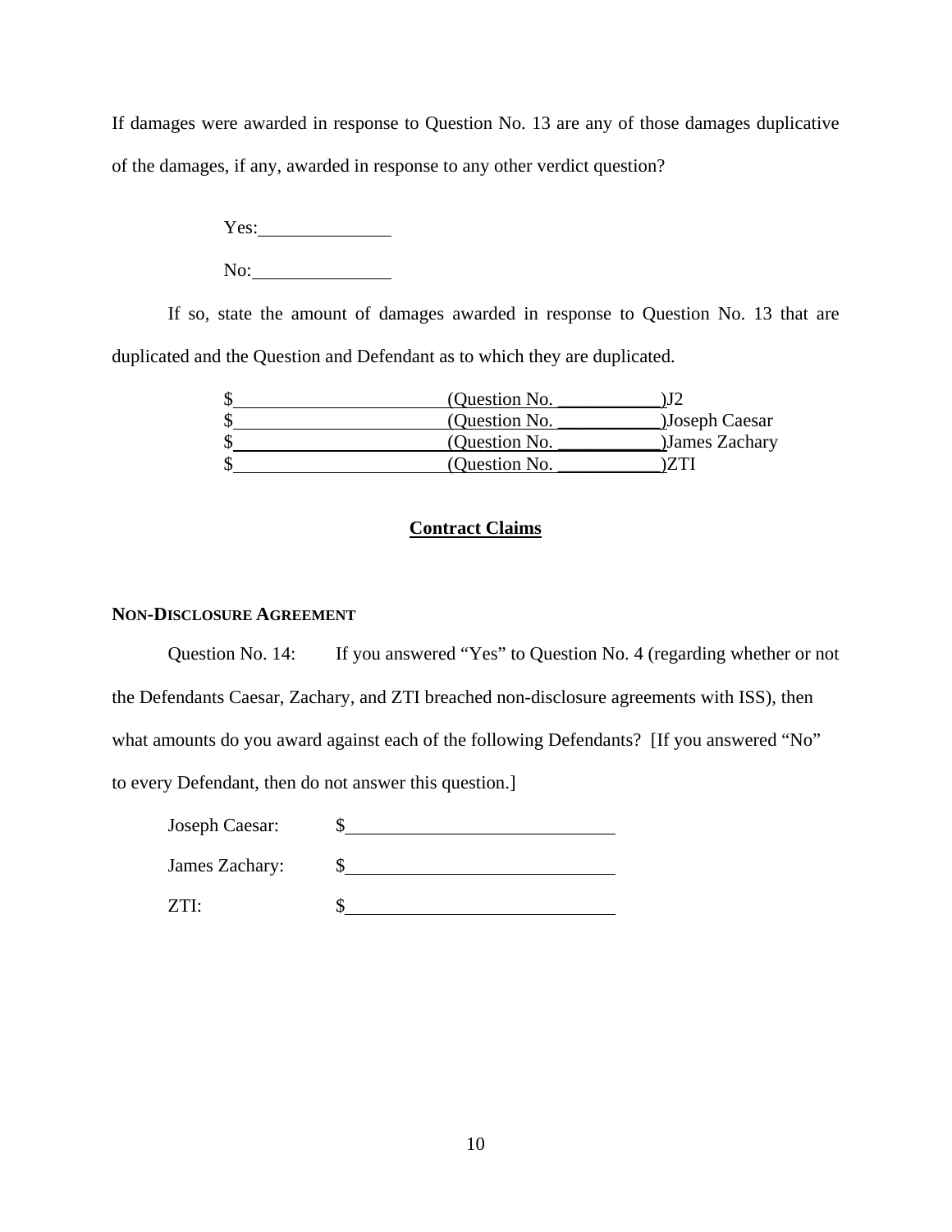If damages were awarded in response to Question No. 13 are any of those damages duplicative of the damages, if any, awarded in response to any other verdict question?

Yes:______________

No:______________

If so, state the amount of damages awarded in response to Question No. 13 that are duplicated and the Question and Defendant as to which they are duplicated.

$______________________ (Question No. ___________)J2
$______________________ (Question No. ___________)Joseph Caesar
$______________________ (Question No. ___________)James Zachary
$______________________ (Question No. ___________)ZTI

## Contract Claims

### NON-DISCLOSURE AGREEMENT

Question No. 14: If you answered "Yes" to Question No. 4 (regarding whether or not the Defendants Caesar, Zachary, and ZTI breached non-disclosure agreements with ISS), then what amounts do you award against each of the following Defendants? [If you answered "No" to every Defendant, then do not answer this question.]

Joseph Caesar: $____________________________

James Zachary: $____________________________

ZTI: $____________________________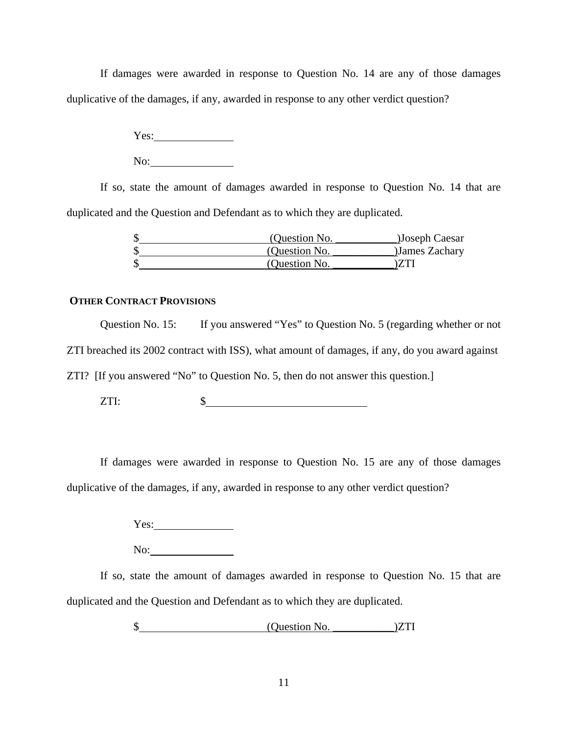If damages were awarded in response to Question No. 14 are any of those damages duplicative of the damages, if any, awarded in response to any other verdict question?

Yes:______________

No:______________

If so, state the amount of damages awarded in response to Question No. 14 that are duplicated and the Question and Defendant as to which they are duplicated.

$______________________ (Question No. ___________)Joseph Caesar
$______________________ (Question No. ___________)James Zachary
$______________________ (Question No. ___________)ZTI

**OTHER CONTRACT PROVISIONS**

Question No. 15: If you answered "Yes" to Question No. 5 (regarding whether or not ZTI breached its 2002 contract with ISS), what amount of damages, if any, do you award against ZTI? [If you answered "No" to Question No. 5, then do not answer this question.]

ZTI: $____________________________

If damages were awarded in response to Question No. 15 are any of those damages duplicative of the damages, if any, awarded in response to any other verdict question?

Yes:______________

No:______________

If so, state the amount of damages awarded in response to Question No. 15 that are duplicated and the Question and Defendant as to which they are duplicated.

$______________________ (Question No. ___________)ZTI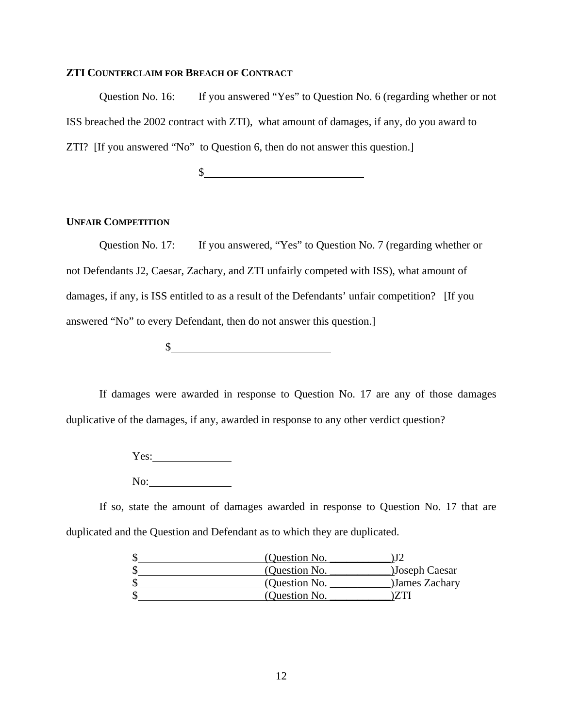**ZTI COUNTERCLAIM FOR BREACH OF CONTRACT**

Question No. 16: If you answered "Yes" to Question No. 6 (regarding whether or not ISS breached the 2002 contract with ZTI), what amount of damages, if any, do you award to ZTI? [If you answered "No" to Question 6, then do not answer this question.]

$\_\_\_\_\_\_\_\_\_\_\_\_\_\_\_\_\_\_\_\_\_\_\_\_\_\_\_\_

**UNFAIR COMPETITION**

Question No. 17: If you answered, "Yes" to Question No. 7 (regarding whether or not Defendants J2, Caesar, Zachary, and ZTI unfairly competed with ISS), what amount of damages, if any, is ISS entitled to as a result of the Defendants' unfair competition? [If you answered "No" to every Defendant, then do not answer this question.]

$\_\_\_\_\_\_\_\_\_\_\_\_\_\_\_\_\_\_\_\_\_\_\_\_\_\_\_\_

If damages were awarded in response to Question No. 17 are any of those damages duplicative of the damages, if any, awarded in response to any other verdict question?

Yes:\_\_\_\_\_\_\_\_\_\_\_\_\_\_

No:\_\_\_\_\_\_\_\_\_\_\_\_\_\_

If so, state the amount of damages awarded in response to Question No. 17 that are duplicated and the Question and Defendant as to which they are duplicated.

$\_\_\_\_\_\_\_\_\_\_\_\_\_\_\_\_\_\_\_\_\_\_ (Question No. \_\_\_\_\_\_\_\_\_\_\_)J2
$\_\_\_\_\_\_\_\_\_\_\_\_\_\_\_\_\_\_\_\_\_\_ (Question No. \_\_\_\_\_\_\_\_\_\_\_)Joseph Caesar
$\_\_\_\_\_\_\_\_\_\_\_\_\_\_\_\_\_\_\_\_\_\_ (Question No. \_\_\_\_\_\_\_\_\_\_\_)James Zachary
$\_\_\_\_\_\_\_\_\_\_\_\_\_\_\_\_\_\_\_\_\_\_ (Question No. \_\_\_\_\_\_\_\_\_\_\_)ZTI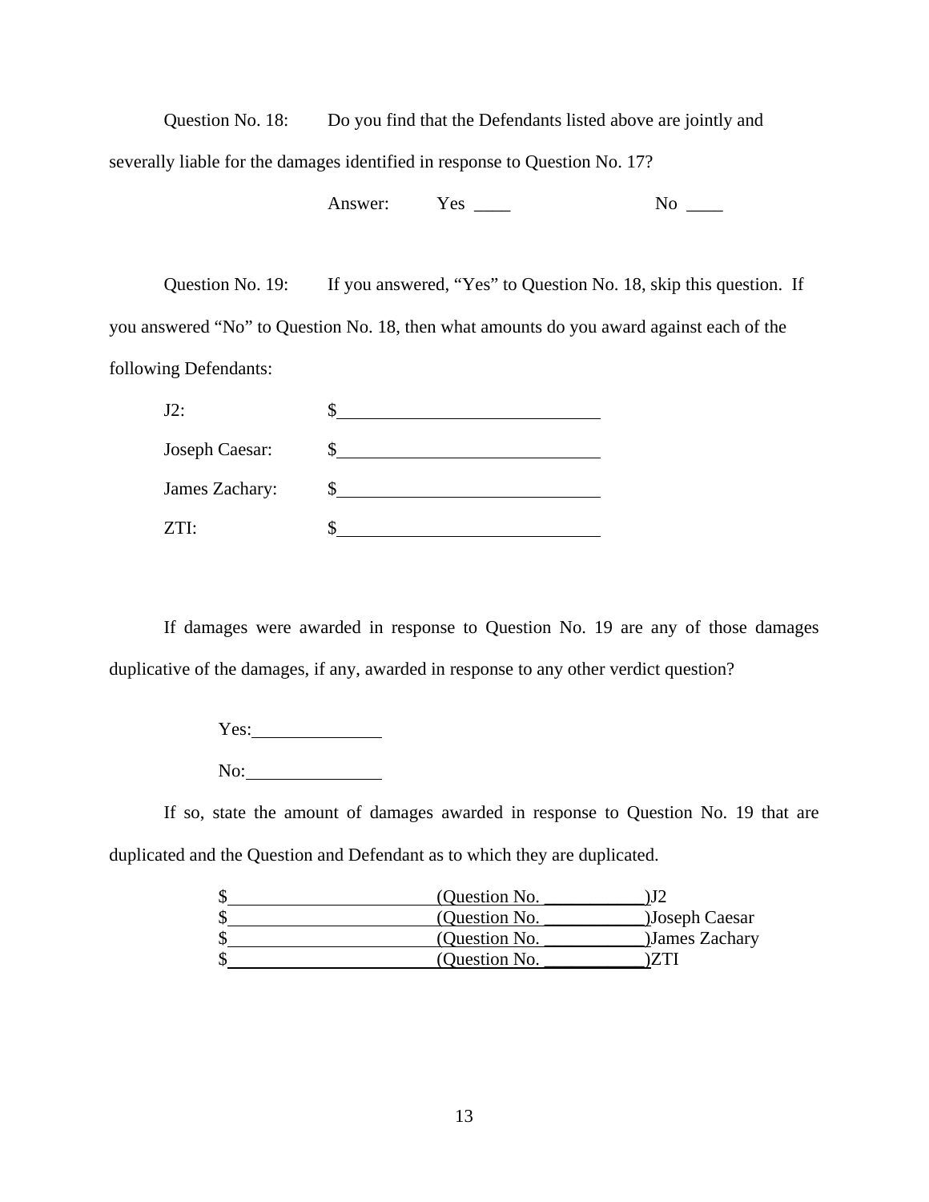Question No. 18: Do you find that the Defendants listed above are jointly and severally liable for the damages identified in response to Question No. 17?

Answer: Yes ____ No ____

Question No. 19: If you answered, "Yes" to Question No. 18, skip this question. If you answered "No" to Question No. 18, then what amounts do you award against each of the following Defendants:

J2: $______________________________

Joseph Caesar: $______________________________

James Zachary: $______________________________

ZTI: $______________________________

If damages were awarded in response to Question No. 19 are any of those damages duplicative of the damages, if any, awarded in response to any other verdict question?

Yes:______________

No:______________

If so, state the amount of damages awarded in response to Question No. 19 that are duplicated and the Question and Defendant as to which they are duplicated.

$________________________ (Question No. ___________)J2
$________________________ (Question No. ___________)Joseph Caesar
$________________________ (Question No. ___________)James Zachary
$________________________ (Question No. ___________)ZTI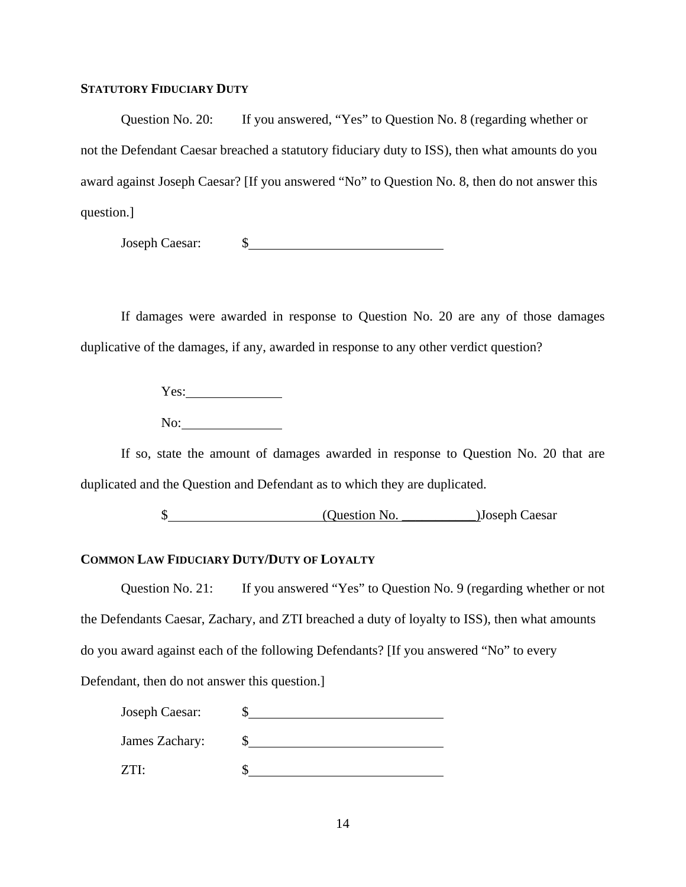**STATUTORY FIDUCIARY DUTY**

Question No. 20: If you answered, “Yes” to Question No. 8 (regarding whether or not the Defendant Caesar breached a statutory fiduciary duty to ISS), then what amounts do you award against Joseph Caesar? [If you answered “No” to Question No. 8, then do not answer this question.]

Joseph Caesar: $\_\_\_\_\_\_\_\_\_\_\_\_\_\_\_\_\_\_\_\_\_\_\_\_\_\_\_\_\_\_

If damages were awarded in response to Question No. 20 are any of those damages duplicative of the damages, if any, awarded in response to any other verdict question?

Yes:\_\_\_\_\_\_\_\_\_\_\_\_\_\_\_

No:\_\_\_\_\_\_\_\_\_\_\_\_\_\_\_

If so, state the amount of damages awarded in response to Question No. 20 that are duplicated and the Question and Defendant as to which they are duplicated.

$\_\_\_\_\_\_\_\_\_\_\_\_\_\_\_\_\_\_\_\_\_\_\_\_(Question No. \_\_\_\_\_\_\_\_\_\_\_)Joseph Caesar

**COMMON LAW FIDUCIARY DUTY/DUTY OF LOYALTY**

Question No. 21: If you answered “Yes” to Question No. 9 (regarding whether or not the Defendants Caesar, Zachary, and ZTI breached a duty of loyalty to ISS), then what amounts do you award against each of the following Defendants? [If you answered “No” to every Defendant, then do not answer this question.]

Joseph Caesar: $\_\_\_\_\_\_\_\_\_\_\_\_\_\_\_\_\_\_\_\_\_\_\_\_\_\_\_\_\_\_

James Zachary: $\_\_\_\_\_\_\_\_\_\_\_\_\_\_\_\_\_\_\_\_\_\_\_\_\_\_\_\_\_\_

ZTI: $\_\_\_\_\_\_\_\_\_\_\_\_\_\_\_\_\_\_\_\_\_\_\_\_\_\_\_\_\_\_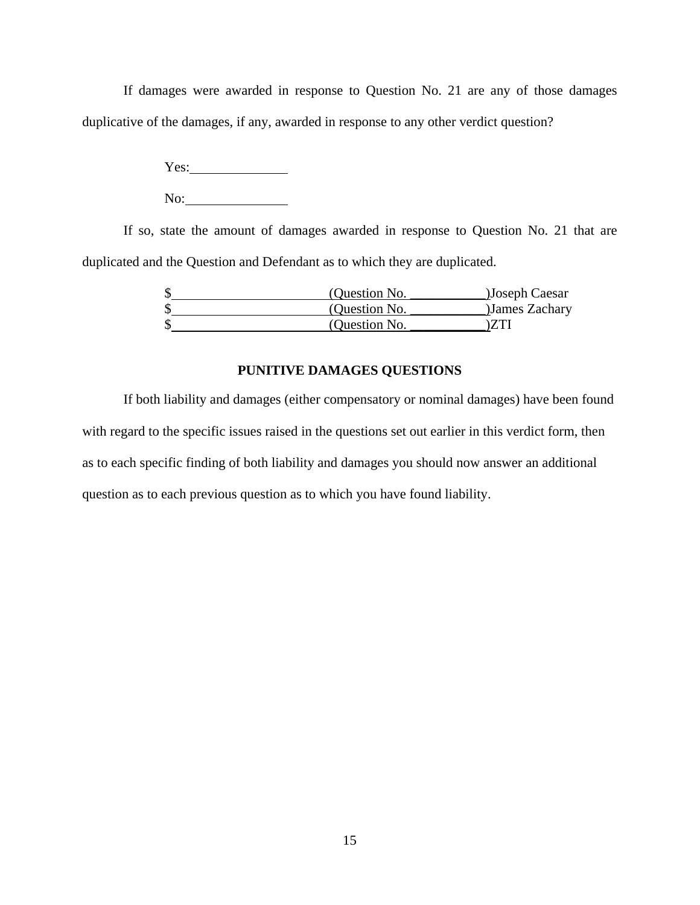If damages were awarded in response to Question No. 21 are any of those damages duplicative of the damages, if any, awarded in response to any other verdict question?

Yes:______________

No:______________

If so, state the amount of damages awarded in response to Question No. 21 that are duplicated and the Question and Defendant as to which they are duplicated.

$________________________(Question No. ___________)Joseph Caesar
$________________________(Question No. ___________)James Zachary
$________________________(Question No. ___________)ZTI

**PUNITIVE DAMAGES QUESTIONS**

If both liability and damages (either compensatory or nominal damages) have been found with regard to the specific issues raised in the questions set out earlier in this verdict form, then as to each specific finding of both liability and damages you should now answer an additional question as to each previous question as to which you have found liability.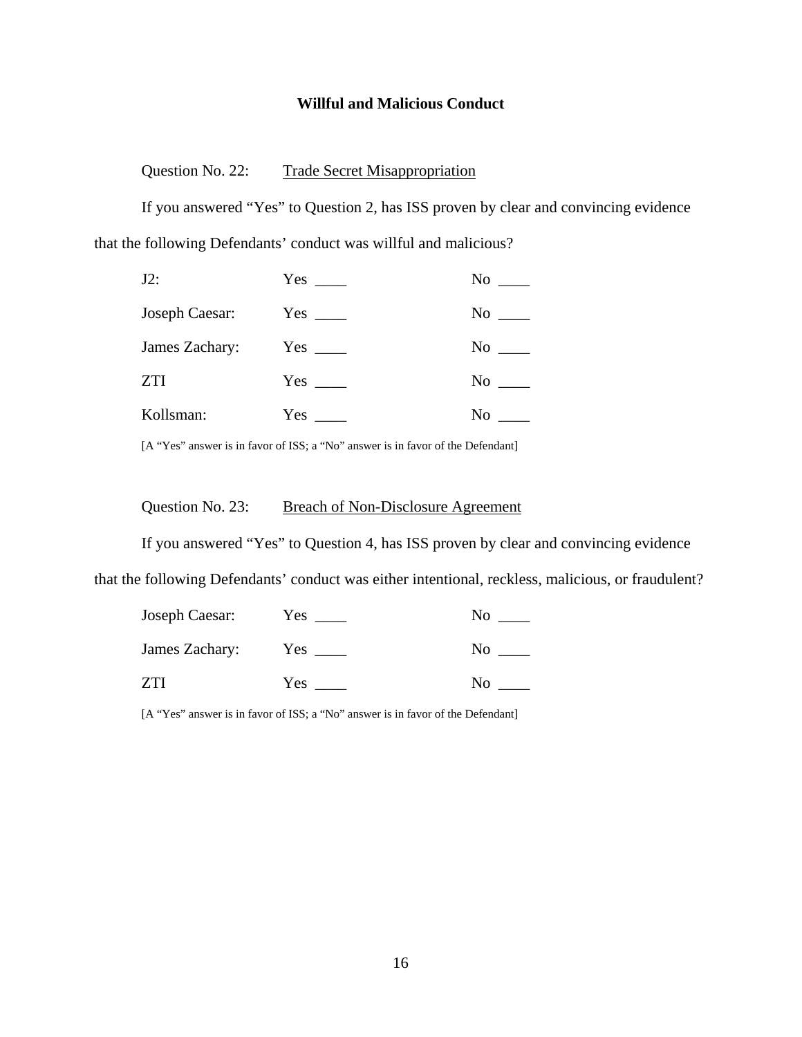**Willful and Malicious Conduct**

Question No. 22: <u>Trade Secret Misappropriation</u>

If you answered "Yes" to Question 2, has ISS proven by clear and convincing evidence that the following Defendants' conduct was willful and malicious?

| | | |
|---|---|---|
| J2: | Yes ____ | No ____ |
| Joseph Caesar: | Yes ____ | No ____ |
| James Zachary: | Yes ____ | No ____ |
| ZTI | Yes ____ | No ____ |
| Kollsman: | Yes ____ | No ____ |

[A "Yes" answer is in favor of ISS; a "No" answer is in favor of the Defendant]

Question No. 23: <u>Breach of Non-Disclosure Agreement</u>

If you answered "Yes" to Question 4, has ISS proven by clear and convincing evidence that the following Defendants' conduct was either intentional, reckless, malicious, or fraudulent?

| | | |
|---|---|---|
| Joseph Caesar: | Yes ____ | No ____ |
| James Zachary: | Yes ____ | No ____ |
| ZTI | Yes ____ | No ____ |

[A "Yes" answer is in favor of ISS; a "No" answer is in favor of the Defendant]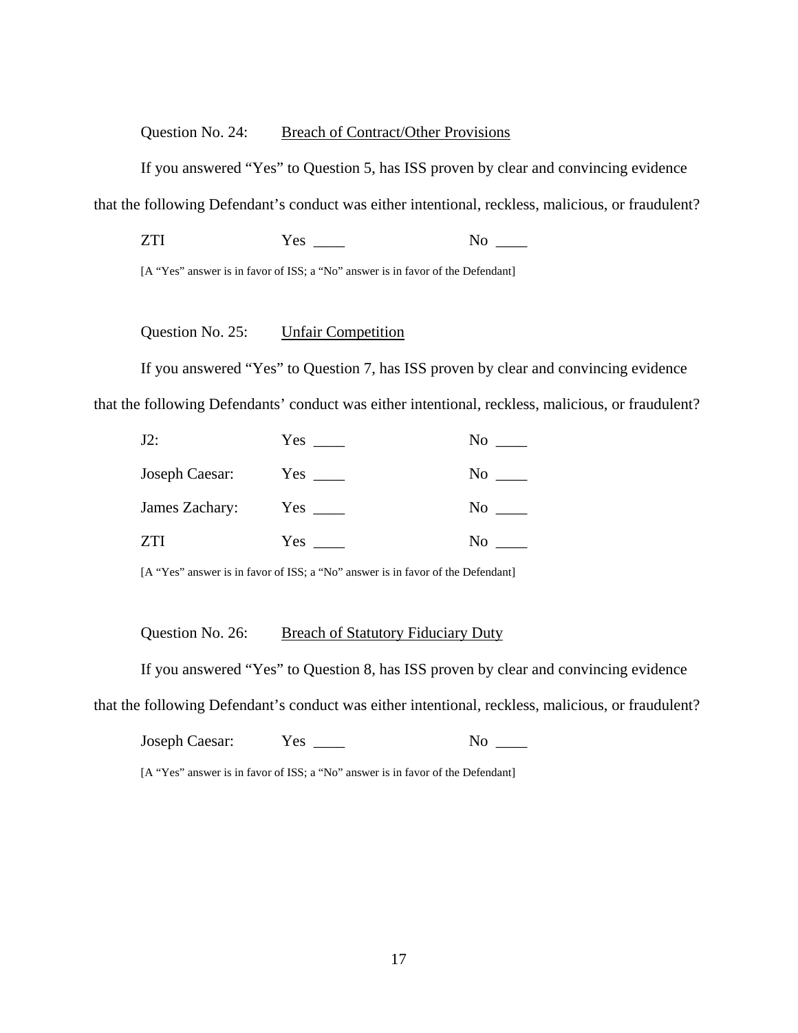Question No. 24: <u>Breach of Contract/Other Provisions</u>

If you answered "Yes" to Question 5, has ISS proven by clear and convincing evidence that the following Defendant's conduct was either intentional, reckless, malicious, or fraudulent?

ZTI Yes ____ No ____

[A "Yes" answer is in favor of ISS; a "No" answer is in favor of the Defendant]

Question No. 25: <u>Unfair Competition</u>

If you answered "Yes" to Question 7, has ISS proven by clear and convincing evidence that the following Defendants' conduct was either intentional, reckless, malicious, or fraudulent?

J2: Yes ____ No ____

Joseph Caesar: Yes ____ No ____

James Zachary: Yes ____ No ____

ZTI Yes ____ No ____

[A "Yes" answer is in favor of ISS; a "No" answer is in favor of the Defendant]

Question No. 26: <u>Breach of Statutory Fiduciary Duty</u>

If you answered "Yes" to Question 8, has ISS proven by clear and convincing evidence that the following Defendant's conduct was either intentional, reckless, malicious, or fraudulent?

Joseph Caesar: Yes ____ No ____

[A "Yes" answer is in favor of ISS; a "No" answer is in favor of the Defendant]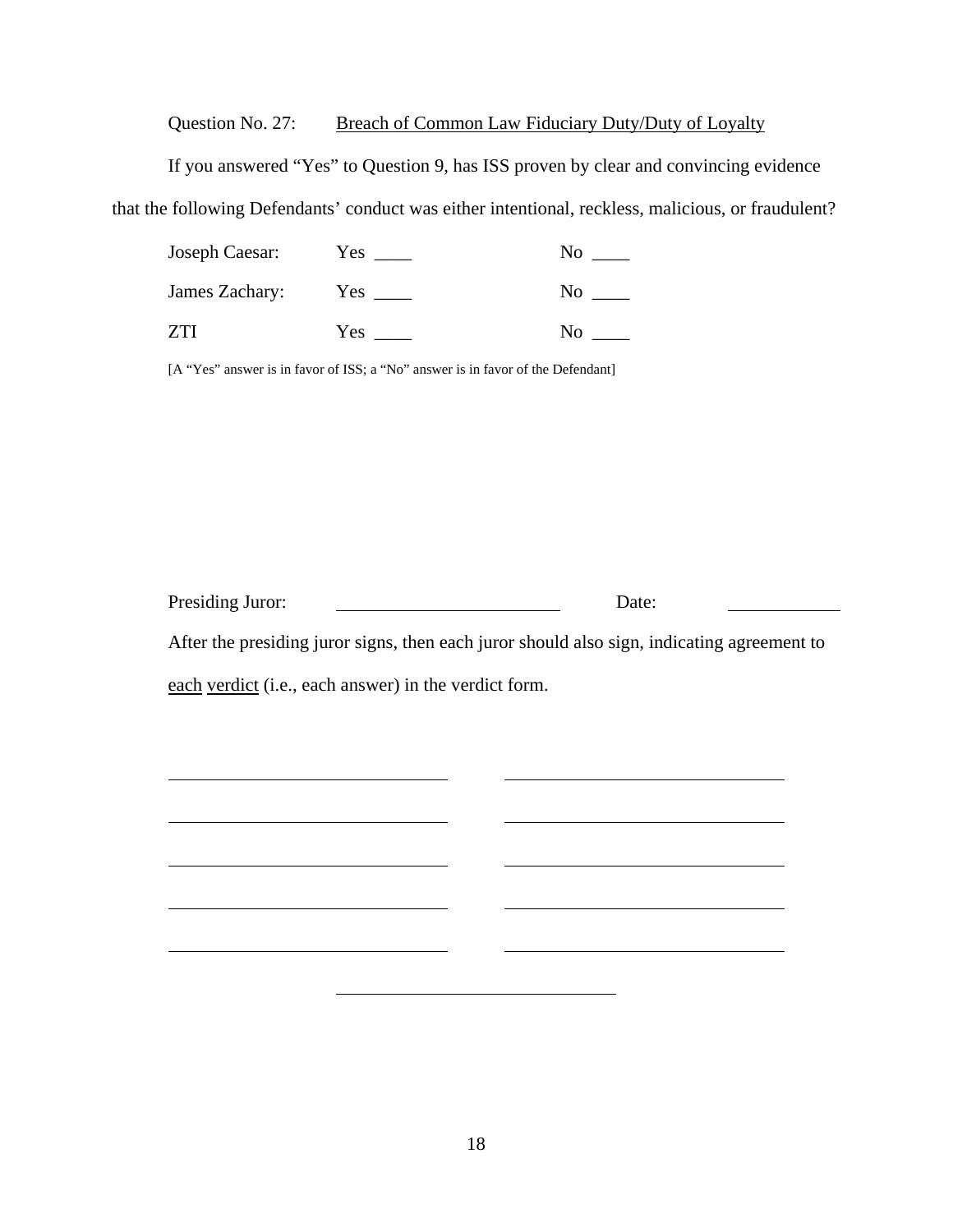Question No. 27: Breach of Common Law Fiduciary Duty/Duty of Loyalty

If you answered "Yes" to Question 9, has ISS proven by clear and convincing evidence that the following Defendants' conduct was either intentional, reckless, malicious, or fraudulent?

| | | |
|---|---|---|
| Joseph Caesar: | Yes ____ | No ____ |
| James Zachary: | Yes ____ | No ____ |
| ZTI | Yes ____ | No ____ |

[A "Yes" answer is in favor of ISS; a "No" answer is in favor of the Defendant]

Presiding Juror: ________________________ Date: ____________

After the presiding juror signs, then each juror should also sign, indicating agreement to each verdict (i.e., each answer) in the verdict form.

______________________________ ______________________________

______________________________ ______________________________

______________________________ ______________________________

______________________________ ______________________________

______________________________ ______________________________

______________________________